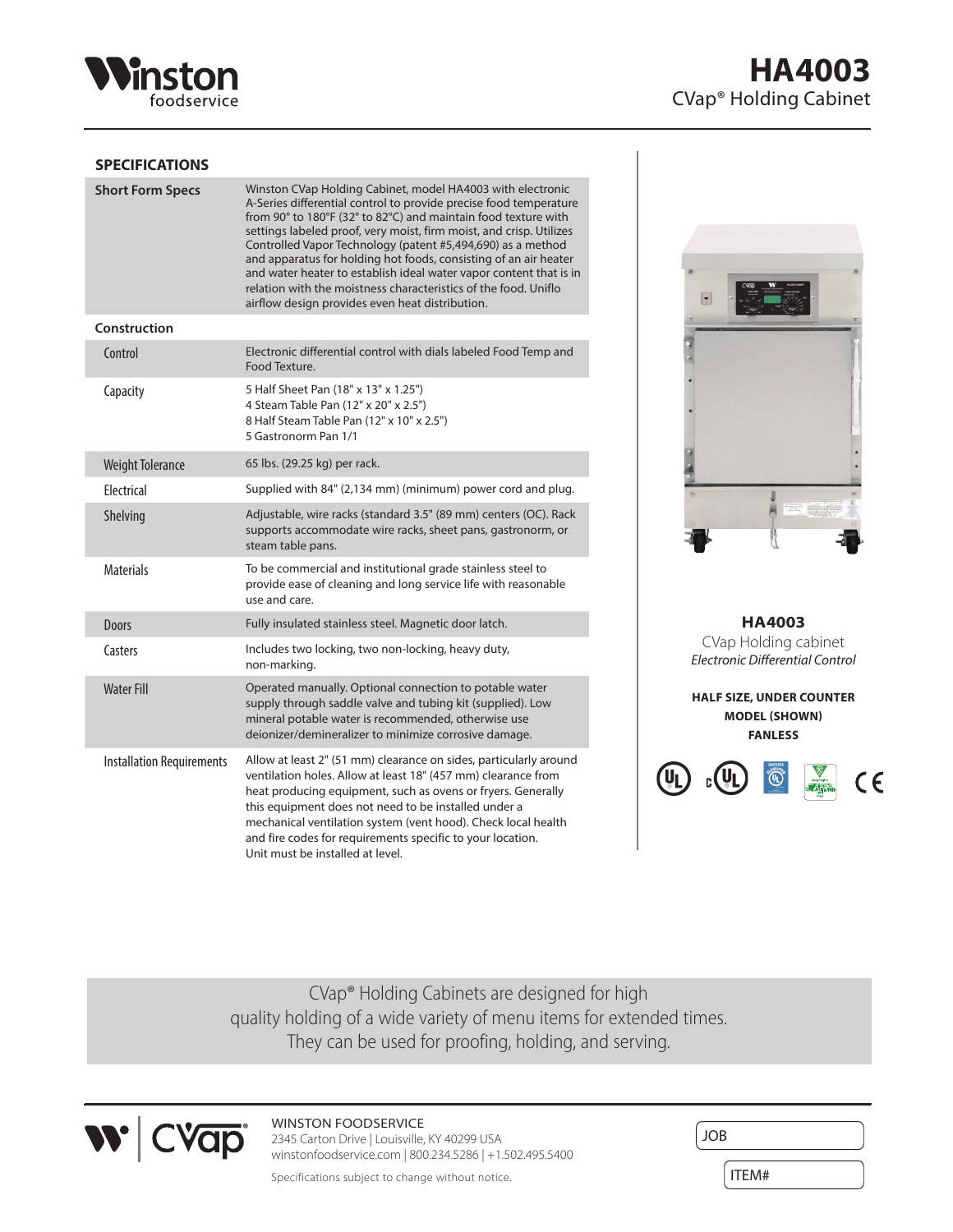# HA4003

CVap® Holding Cabinet

## SPECIFICATIONS

| Short Form Specs | Winston CVap Holding Cabinet, model HA4003 with electronic A-Series differential control to provide precise food temperature from 90° to 180°F (32° to 82°C) and maintain food texture with settings labeled proof, very moist, firm moist, and crisp. Utilizes Controlled Vapor Technology (patent #5,494,690) as a method and apparatus for holding hot foods, consisting of an air heater and water heater to establish ideal water vapor content that is in relation with the moistness characteristics of the food. Uniflo airflow design provides even heat distribution. |
|---|---|
| **Construction** | |
| Control | Electronic differential control with dials labeled Food Temp and Food Texture. |
| Capacity | 5 Half Sheet Pan (18" x 13" x 1.25")<br>4 Steam Table Pan (12" x 20" x 2.5")<br>8 Half Steam Table Pan (12" x 10" x 2.5")<br>5 Gastronorm Pan 1/1 |
| Weight Tolerance | 65 lbs. (29.25 kg) per rack. |
| Electrical | Supplied with 84" (2,134 mm) (minimum) power cord and plug. |
| Shelving | Adjustable, wire racks (standard 3.5" (89 mm) centers (OC). Rack supports accommodate wire racks, sheet pans, gastronorm, or steam table pans. |
| Materials | To be commercial and institutional grade stainless steel to provide ease of cleaning and long service life with reasonable use and care. |
| Doors | Fully insulated stainless steel. Magnetic door latch. |
| Casters | Includes two locking, two non-locking, heavy duty, non-marking. |
| Water Fill | Operated manually. Optional connection to potable water supply through saddle valve and tubing kit (supplied). Low mineral potable water is recommended, otherwise use deionizer/demineralizer to minimize corrosive damage. |
| Installation Requirements | Allow at least 2" (51 mm) clearance on sides, particularly around ventilation holes. Allow at least 18" (457 mm) clearance from heat producing equipment, such as ovens or fryers. Generally this equipment does not need to be installed under a mechanical ventilation system (vent hood). Check local health and fire codes for requirements specific to your location. Unit must be installed at level. |

**HA4003**

CVap Holding cabinet

*Electronic Differential Control*

**HALF SIZE, UNDER COUNTER MODEL (SHOWN) FANLESS**

CVap® Holding Cabinets are designed for high quality holding of a wide variety of menu items for extended times. They can be used for proofing, holding, and serving.

WINSTON FOODSERVICE
2345 Carton Drive | Louisville, KY 40299 USA
winstonfoodservice.com | 800.234.5286 | +1.502.495.5400

Specifications subject to change without notice.

JOB

ITEM#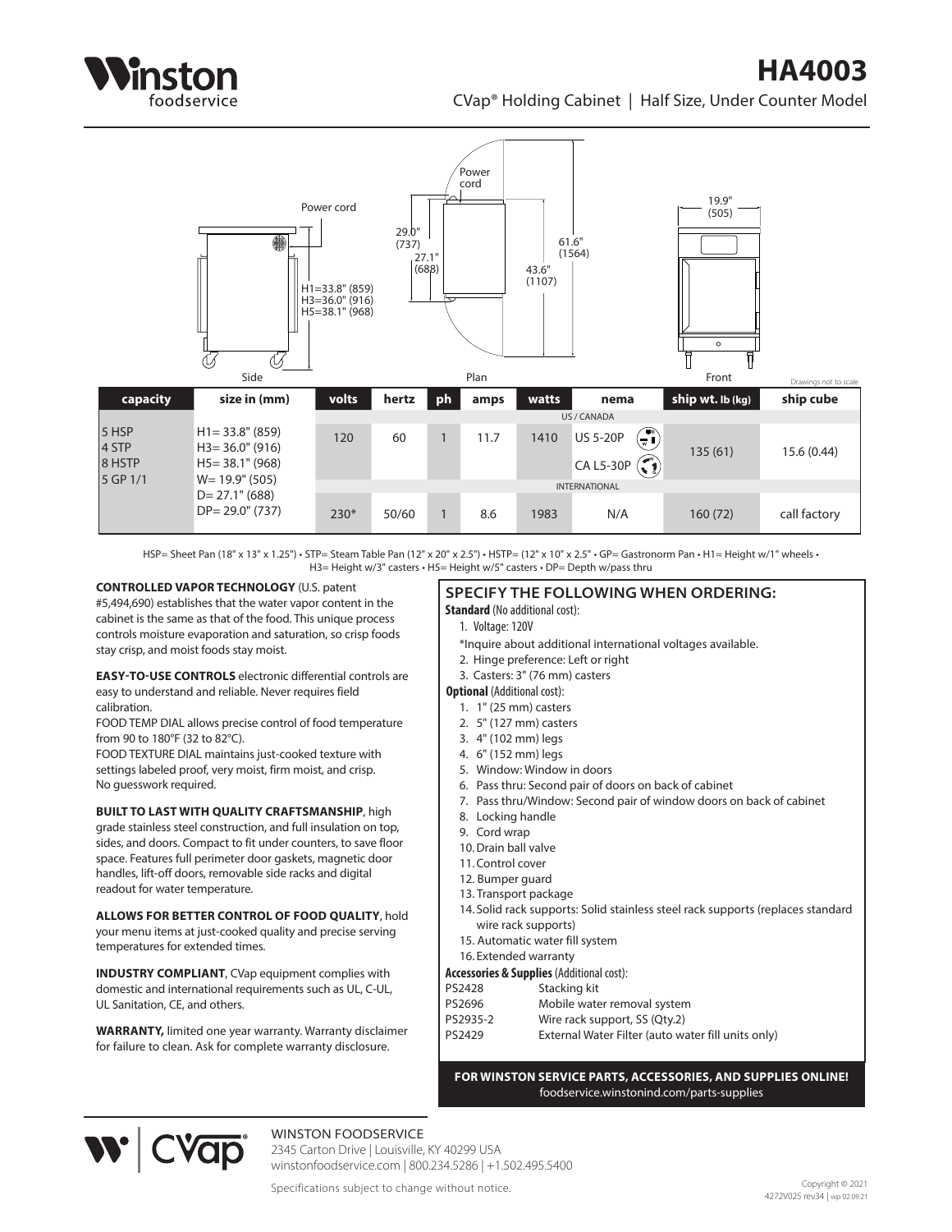# HA4003

CVap® Holding Cabinet | Half Size, Under Counter Model

Power cord

H1=33.8" (859)
H3=36.0" (916)
H5=38.1" (968)

Side

Power cord

29.0" (737)
27.1" (688)
43.6" (1107)
61.6" (1564)

Plan

19.9" (505)

Front

Drawings not to scale

| capacity | size in (mm) | volts | hertz | ph | amps | watts | nema | ship wt. lb (kg) | ship cube |
|---|---|---|---|---|---|---|---|---|---|
| 5 HSP<br>4 STP<br>8 HSTP<br>5 GP 1/1 | H1= 33.8" (859)<br>H3= 36.0" (916)<br>H5= 38.1" (968)<br>W= 19.9" (505)<br>D= 27.1" (688)<br>DP= 29.0" (737) | US / CANADA | | | | | | | |
| | | 120 | 60 | 1 | 11.7 | 1410 | US 5-20P<br>CA L5-30P | 135 (61) | 15.6 (0.44) |
| | | INTERNATIONAL | | | | | | | |
| | | 230* | 50/60 | 1 | 8.6 | 1983 | N/A | 160 (72) | call factory |

HSP= Sheet Pan (18" x 13" x 1.25") • STP= Steam Table Pan (12" x 20" x 2.5") • HSTP= (12" x 10" x 2.5" • GP= Gastronorm Pan • H1= Height w/1" wheels • H3= Height w/3" casters • H5= Height w/5" casters • DP= Depth w/pass thru

**CONTROLLED VAPOR TECHNOLOGY** (U.S. patent #5,494,690) establishes that the water vapor content in the cabinet is the same as that of the food. This unique process controls moisture evaporation and saturation, so crisp foods stay crisp, and moist foods stay moist.

**EASY-TO-USE CONTROLS** electronic differential controls are easy to understand and reliable. Never requires field calibration.

FOOD TEMP DIAL allows precise control of food temperature from 90 to 180°F (32 to 82°C).

FOOD TEXTURE DIAL maintains just-cooked texture with settings labeled proof, very moist, firm moist, and crisp. No guesswork required.

**BUILT TO LAST WITH QUALITY CRAFTSMANSHIP**, high grade stainless steel construction, and full insulation on top, sides, and doors. Compact to fit under counters, to save floor space. Features full perimeter door gaskets, magnetic door handles, lift-off doors, removable side racks and digital readout for water temperature.

**ALLOWS FOR BETTER CONTROL OF FOOD QUALITY**, hold your menu items at just-cooked quality and precise serving temperatures for extended times.

**INDUSTRY COMPLIANT**, CVap equipment complies with domestic and international requirements such as UL, C-UL, UL Sanitation, CE, and others.

**WARRANTY,** limited one year warranty. Warranty disclaimer for failure to clean. Ask for complete warranty disclosure.

## SPECIFY THE FOLLOWING WHEN ORDERING:

**Standard** (No additional cost):

1. Voltage: 120V

   *Inquire about additional international voltages available.
2. Hinge preference: Left or right
3. Casters: 3" (76 mm) casters

**Optional** (Additional cost):

1. 1" (25 mm) casters
2. 5" (127 mm) casters
3. 4" (102 mm) legs
4. 6" (152 mm) legs
5. Window: Window in doors
6. Pass thru: Second pair of doors on back of cabinet
7. Pass thru/Window: Second pair of window doors on back of cabinet
8. Locking handle
9. Cord wrap
10. Drain ball valve
11. Control cover
12. Bumper guard
13. Transport package
14. Solid rack supports: Solid stainless steel rack supports (replaces standard wire rack supports)
15. Automatic water fill system
16. Extended warranty

**Accessories & Supplies** (Additional cost):

| | |
|---|---|
| PS2428 | Stacking kit |
| PS2696 | Mobile water removal system |
| PS2935-2 | Wire rack support, SS (Qty.2) |
| PS2429 | External Water Filter (auto water fill units only) |

**FOR WINSTON SERVICE PARTS, ACCESSORIES, AND SUPPLIES ONLINE!**
foodservice.winstonind.com/parts-supplies

WINSTON FOODSERVICE
2345 Carton Drive | Louisville, KY 40299 USA
winstonfoodservice.com | 800.234.5286 | +1.502.495.5400

Specifications subject to change without notice.

Copyright © 2021
4272V025 rev34 | wp 02.09.21